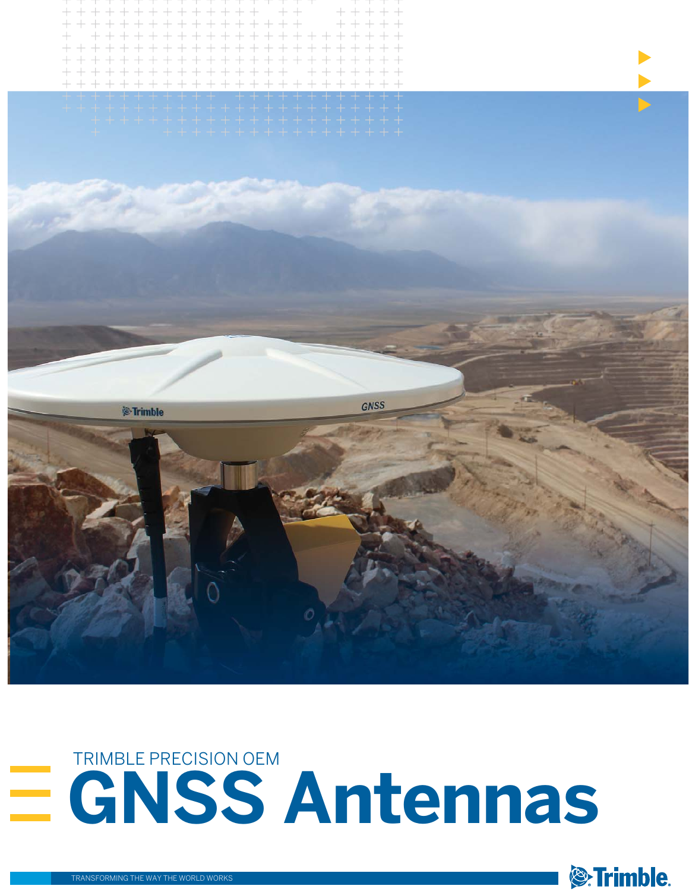TRIMBLE PRECISION OEM

# GNSS Antennas

TRANSFORMING THE WAY THE WORLD WORKS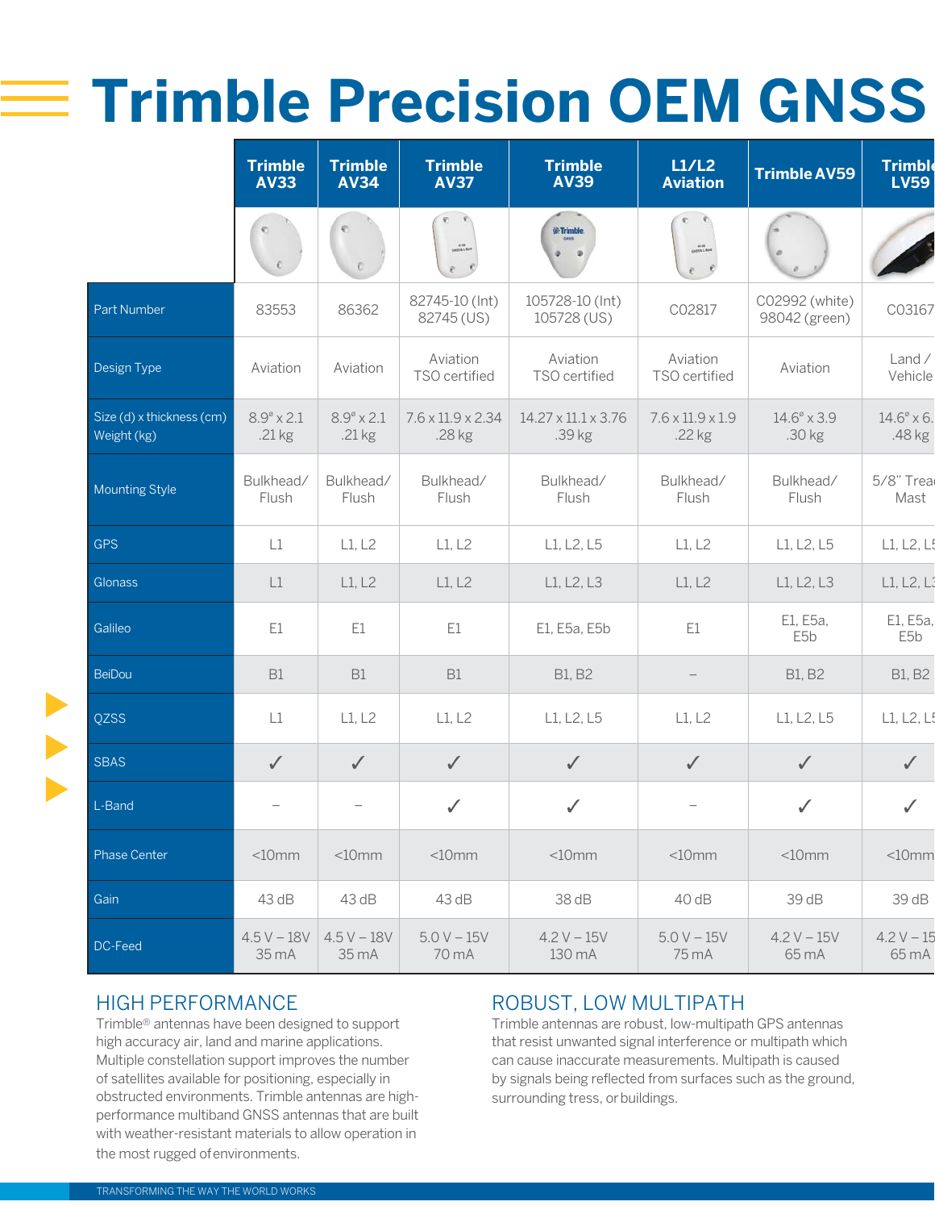# Trimble Precision OEM GNSS

| | Trimble AV33 | Trimble AV34 | Trimble AV37 | Trimble AV39 | L1/L2 Aviation | Trimble AV59 | Trimble LV59 |
|---|---|---|---|---|---|---|---|
| Part Number | 83553 | 86362 | 82745-10 (Int) 82745 (US) | 105728-10 (Int) 105728 (US) | C02817 | C02992 (white) 98042 (green) | C03167 |
| Design Type | Aviation | Aviation | Aviation TSO certified | Aviation TSO certified | Aviation TSO certified | Aviation | Land / Vehicle |
| Size (d) x thickness (cm) Weight (kg) | 8.9° x 2.1 .21 kg | 8.9° x 2.1 .21 kg | 7.6 x 11.9 x 2.34 .28 kg | 14.27 x 11.1 x 3.76 .39 kg | 7.6 x 11.9 x 1.9 .22 kg | 14.6° x 3.9 .30 kg | 14.6° x 6. .48 kg |
| Mounting Style | Bulkhead/ Flush | Bulkhead/ Flush | Bulkhead/ Flush | Bulkhead/ Flush | Bulkhead/ Flush | Bulkhead/ Flush | 5/8" Trea Mast |
| GPS | L1 | L1, L2 | L1, L2 | L1, L2, L5 | L1, L2 | L1, L2, L5 | L1, L2, L5 |
| Glonass | L1 | L1, L2 | L1, L2 | L1, L2, L3 | L1, L2 | L1, L2, L3 | L1, L2, L3 |
| Galileo | E1 | E1 | E1 | E1, E5a, E5b | E1 | E1, E5a, E5b | E1, E5a, E5b |
| BeiDou | B1 | B1 | B1 | B1, B2 | – | B1, B2 | B1, B2 |
| QZSS | L1 | L1, L2 | L1, L2 | L1, L2, L5 | L1, L2 | L1, L2, L5 | L1, L2, L5 |
| SBAS | ✓ | ✓ | ✓ | ✓ | ✓ | ✓ | ✓ |
| L-Band | – | – | ✓ | ✓ | – | ✓ | ✓ |
| Phase Center | <10mm | <10mm | <10mm | <10mm | <10mm | <10mm | <10mm |
| Gain | 43 dB | 43 dB | 43 dB | 38 dB | 40 dB | 39 dB | 39 dB |
| DC-Feed | 4.5 V – 18V 35 mA | 4.5 V – 18V 35 mA | 5.0 V – 15V 70 mA | 4.2 V – 15V 130 mA | 5.0 V – 15V 75 mA | 4.2 V – 15V 65 mA | 4.2 V – 15 65 mA |

## HIGH PERFORMANCE

Trimble® antennas have been designed to support high accuracy air, land and marine applications. Multiple constellation support improves the number of satellites available for positioning, especially in obstructed environments. Trimble antennas are high-performance multiband GNSS antennas that are built with weather-resistant materials to allow operation in the most rugged of environments.

## ROBUST, LOW MULTIPATH

Trimble antennas are robust, low-multipath GPS antennas that resist unwanted signal interference or multipath which can cause inaccurate measurements. Multipath is caused by signals being reflected from surfaces such as the ground, surrounding tress, or buildings.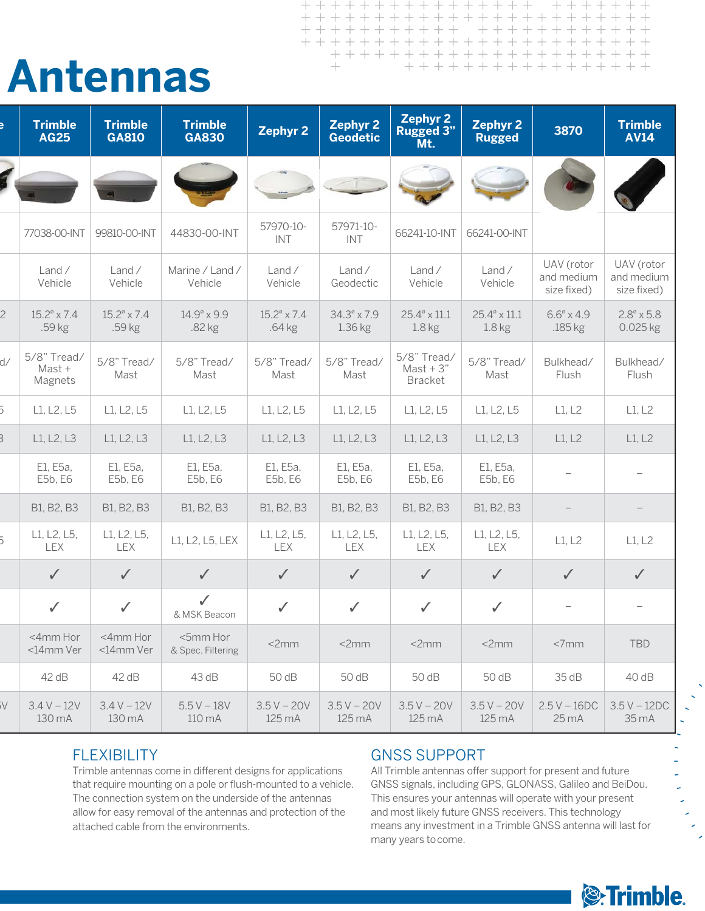# Antennas

| e | Trimble AG25 | Trimble GA810 | Trimble GA830 | Zephyr 2 | Zephyr 2 Geodetic | Zephyr 2 Rugged 3" Mt. | Zephyr 2 Rugged | 3870 | Trimble AV14 |
|---|---|---|---|---|---|---|---|---|---|
| | | | | | | | | | |
| | 77038-00-INT | 99810-00-INT | 44830-00-INT | 57970-10-INT | 57971-10-INT | 66241-10-INT | 66241-00-INT | | |
| | Land / Vehicle | Land / Vehicle | Marine / Land / Vehicle | Land / Vehicle | Land / Geodectic | Land / Vehicle | Land / Vehicle | UAV (rotor and medium size fixed) | UAV (rotor and medium size fixed) |
| 2 | 15.2" x 7.4 .59 kg | 15.2" x 7.4 .59 kg | 14.9" x 9.9 .82 kg | 15.2" x 7.4 .64 kg | 34.3" x 7.9 1.36 kg | 25.4" x 11.1 1.8 kg | 25.4" x 11.1 1.8 kg | 6.6" x 4.9 .185 kg | 2.8" x 5.8 0.025 kg |
| d/ | 5/8" Tread/ Mast + Magnets | 5/8" Tread/ Mast | 5/8" Tread/ Mast | 5/8" Tread/ Mast | 5/8" Tread/ Mast | 5/8" Tread/ Mast + 3" Bracket | 5/8" Tread/ Mast | Bulkhead/ Flush | Bulkhead/ Flush |
| 5 | L1, L2, L5 | L1, L2, L5 | L1, L2, L5 | L1, L2, L5 | L1, L2, L5 | L1, L2, L5 | L1, L2, L5 | L1, L2 | L1, L2 |
| 3 | L1, L2, L3 | L1, L2, L3 | L1, L2, L3 | L1, L2, L3 | L1, L2, L3 | L1, L2, L3 | L1, L2, L3 | L1, L2 | L1, L2 |
| | E1, E5a, E5b, E6 | E1, E5a, E5b, E6 | E1, E5a, E5b, E6 | E1, E5a, E5b, E6 | E1, E5a, E5b, E6 | E1, E5a, E5b, E6 | E1, E5a, E5b, E6 | – | – |
| | B1, B2, B3 | B1, B2, B3 | B1, B2, B3 | B1, B2, B3 | B1, B2, B3 | B1, B2, B3 | B1, B2, B3 | – | – |
| 5 | L1, L2, L5, LEX | L1, L2, L5, LEX | L1, L2, L5, LEX | L1, L2, L5, LEX | L1, L2, L5, LEX | L1, L2, L5, LEX | L1, L2, L5, LEX | L1, L2 | L1, L2 |
| | ✓ | ✓ | ✓ | ✓ | ✓ | ✓ | ✓ | ✓ | ✓ |
| | ✓ | ✓ | ✓ & MSK Beacon | ✓ | ✓ | ✓ | ✓ | – | – |
| | <4mm Hor <14mm Ver | <4mm Hor <14mm Ver | <5mm Hor & Spec. Filtering | <2mm | <2mm | <2mm | <2mm | <7mm | TBD |
| | 42 dB | 42 dB | 43 dB | 50 dB | 50 dB | 50 dB | 50 dB | 35 dB | 40 dB |
| V | 3.4 V – 12V 130 mA | 3.4 V – 12V 130 mA | 5.5 V – 18V 110 mA | 3.5 V – 20V 125 mA | 3.5 V – 20V 125 mA | 3.5 V – 20V 125 mA | 3.5 V – 20V 125 mA | 2.5 V – 16DC 25 mA | 3.5 V – 12DC 35 mA |

## FLEXIBILITY

Trimble antennas come in different designs for applications that require mounting on a pole or flush-mounted to a vehicle. The connection system on the underside of the antennas allow for easy removal of the antennas and protection of the attached cable from the environments.

## GNSS SUPPORT

All Trimble antennas offer support for present and future GNSS signals, including GPS, GLONASS, Galileo and BeiDou. This ensures your antennas will operate with your present and most likely future GNSS receivers. This technology means any investment in a Trimble GNSS antenna will last for many years to come.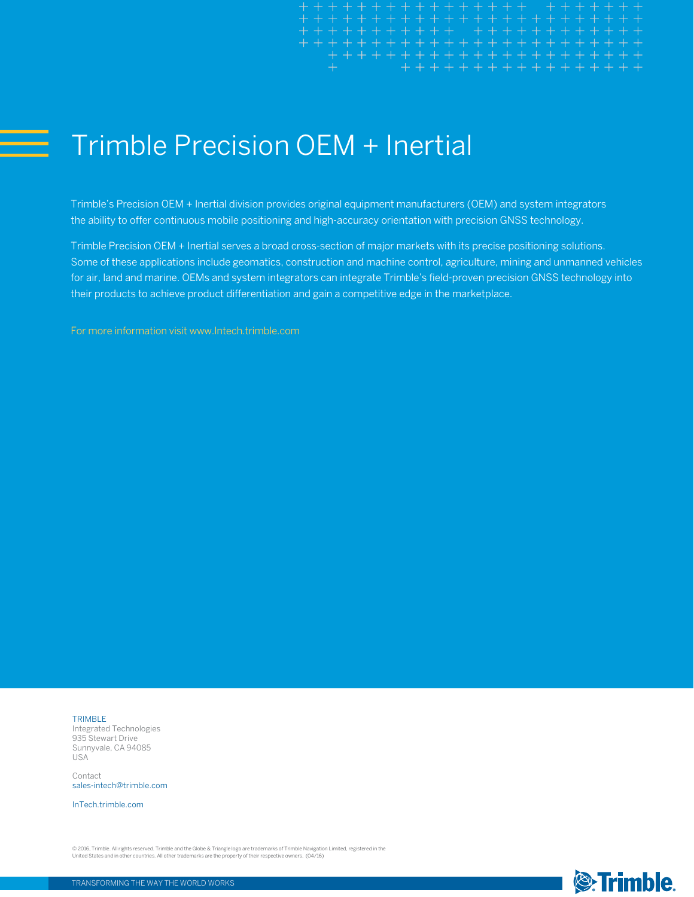# Trimble Precision OEM + Inertial

Trimble's Precision OEM + Inertial division provides original equipment manufacturers (OEM) and system integrators the ability to offer continuous mobile positioning and high-accuracy orientation with precision GNSS technology.

Trimble Precision OEM + Inertial serves a broad cross-section of major markets with its precise positioning solutions. Some of these applications include geomatics, construction and machine control, agriculture, mining and unmanned vehicles for air, land and marine. OEMs and system integrators can integrate Trimble's field-proven precision GNSS technology into their products to achieve product differentiation and gain a competitive edge in the marketplace.

For more information visit www.Intech.trimble.com

TRIMBLE
Integrated Technologies
935 Stewart Drive
Sunnyvale, CA 94085
USA

Contact
sales-intech@trimble.com

InTech.trimble.com

© 2016, Trimble. All rights reserved. Trimble and the Globe & Triangle logo are trademarks of Trimble Navigation Limited, registered in the United States and in other countries. All other trademarks are the property of their respective owners. (04/16)

TRANSFORMING THE WAY THE WORLD WORKS